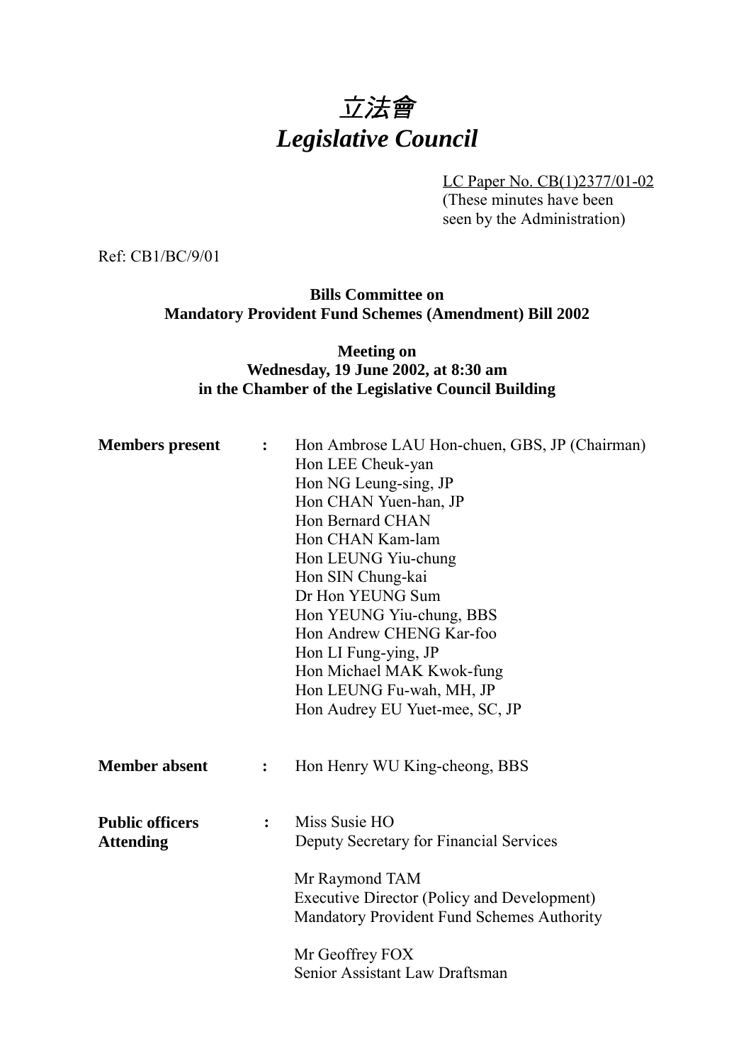# *立法會*
# *Legislative Council*

LC Paper No. CB(1)2377/01-02
(These minutes have been seen by the Administration)

Ref: CB1/BC/9/01

**Bills Committee on**
**Mandatory Provident Fund Schemes (Amendment) Bill 2002**

**Meeting on**
**Wednesday, 19 June 2002, at 8:30 am**
**in the Chamber of the Legislative Council Building**

| | | |
|---|---|---|
| **Members present** | : | Hon Ambrose LAU Hon-chuen, GBS, JP (Chairman)<br>Hon LEE Cheuk-yan<br>Hon NG Leung-sing, JP<br>Hon CHAN Yuen-han, JP<br>Hon Bernard CHAN<br>Hon CHAN Kam-lam<br>Hon LEUNG Yiu-chung<br>Hon SIN Chung-kai<br>Dr Hon YEUNG Sum<br>Hon YEUNG Yiu-chung, BBS<br>Hon Andrew CHENG Kar-foo<br>Hon LI Fung-ying, JP<br>Hon Michael MAK Kwok-fung<br>Hon LEUNG Fu-wah, MH, JP<br>Hon Audrey EU Yuet-mee, SC, JP |
| **Member absent** | : | Hon Henry WU King-cheong, BBS |
| **Public officers Attending** | : | Miss Susie HO<br>Deputy Secretary for Financial Services<br><br>Mr Raymond TAM<br>Executive Director (Policy and Development)<br>Mandatory Provident Fund Schemes Authority<br><br>Mr Geoffrey FOX<br>Senior Assistant Law Draftsman |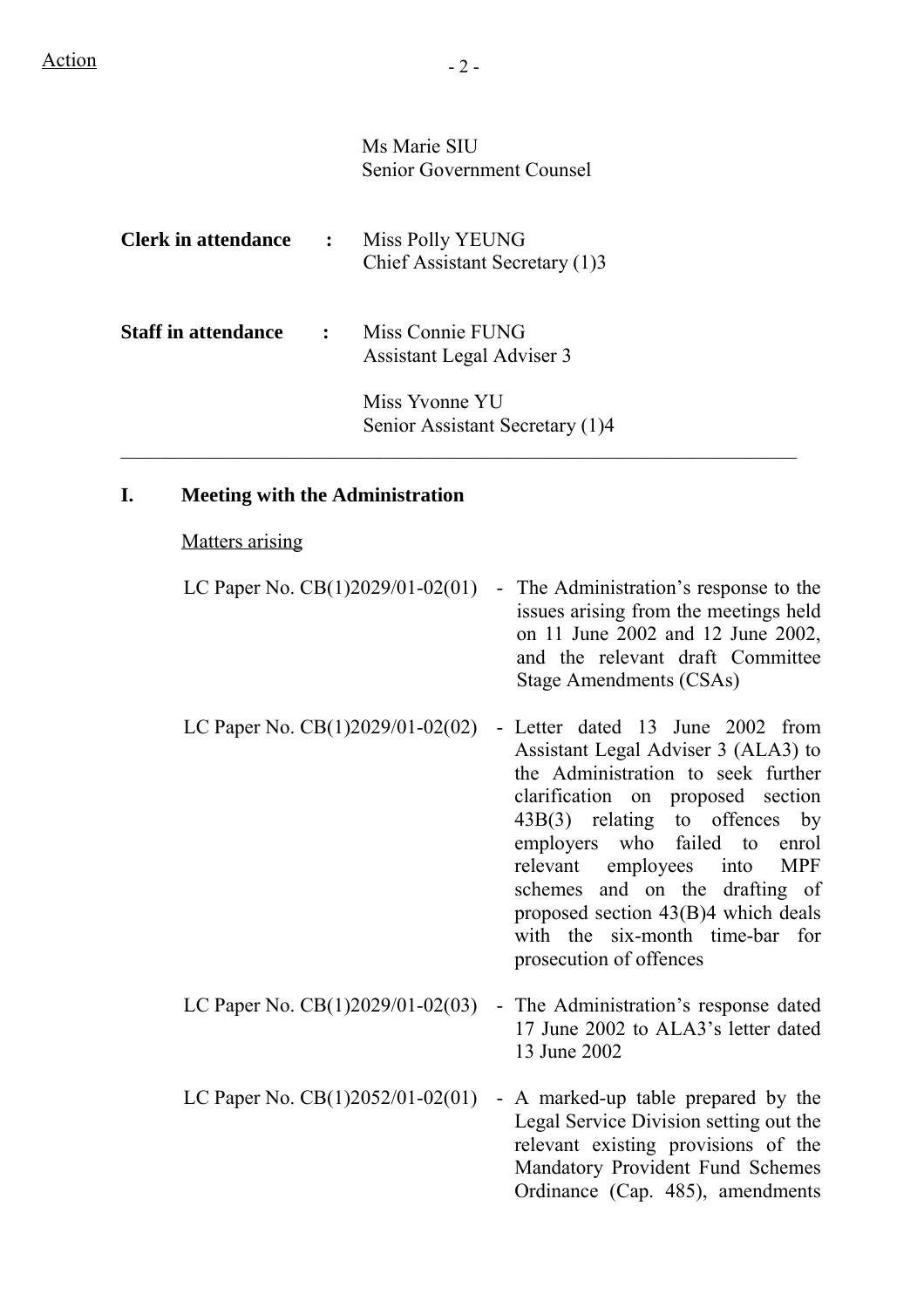Action

Ms Marie SIU
Senior Government Counsel

**Clerk in attendance** : Miss Polly YEUNG
Chief Assistant Secretary (1)3

**Staff in attendance** : Miss Connie FUNG
Assistant Legal Adviser 3

Miss Yvonne YU
Senior Assistant Secretary (1)4

---

## I. Meeting with the Administration

Matters arising

LC Paper No. CB(1)2029/01-02(01) - The Administration's response to the issues arising from the meetings held on 11 June 2002 and 12 June 2002, and the relevant draft Committee Stage Amendments (CSAs)

LC Paper No. CB(1)2029/01-02(02) - Letter dated 13 June 2002 from Assistant Legal Adviser 3 (ALA3) to the Administration to seek further clarification on proposed section 43B(3) relating to offences by employers who failed to enrol relevant employees into MPF schemes and on the drafting of proposed section 43(B)4 which deals with the six-month time-bar for prosecution of offences

LC Paper No. CB(1)2029/01-02(03) - The Administration's response dated 17 June 2002 to ALA3's letter dated 13 June 2002

LC Paper No. CB(1)2052/01-02(01) - A marked-up table prepared by the Legal Service Division setting out the relevant existing provisions of the Mandatory Provident Fund Schemes Ordinance (Cap. 485), amendments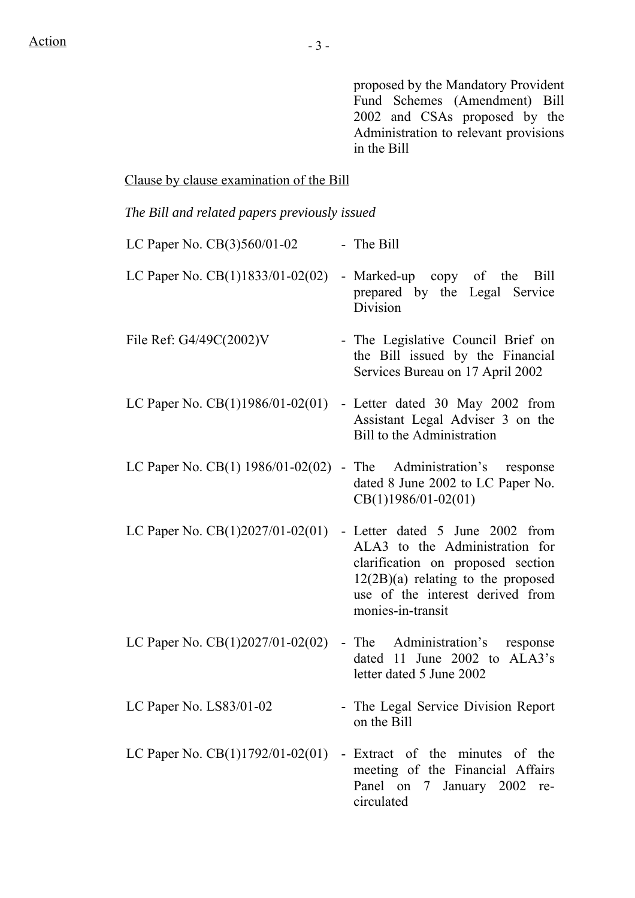proposed by the Mandatory Provident Fund Schemes (Amendment) Bill 2002 and CSAs proposed by the Administration to relevant provisions in the Bill

Clause by clause examination of the Bill

*The Bill and related papers previously issued*

| | |
|---|---|
| LC Paper No. CB(3)560/01-02 | - The Bill |
| LC Paper No. CB(1)1833/01-02(02) | - Marked-up copy of the Bill prepared by the Legal Service Division |
| File Ref: G4/49C(2002)V | - The Legislative Council Brief on the Bill issued by the Financial Services Bureau on 17 April 2002 |
| LC Paper No. CB(1)1986/01-02(01) | - Letter dated 30 May 2002 from Assistant Legal Adviser 3 on the Bill to the Administration |
| LC Paper No. CB(1) 1986/01-02(02) | - The Administration's response dated 8 June 2002 to LC Paper No. CB(1)1986/01-02(01) |
| LC Paper No. CB(1)2027/01-02(01) | - Letter dated 5 June 2002 from ALA3 to the Administration for clarification on proposed section 12(2B)(a) relating to the proposed use of the interest derived from monies-in-transit |
| LC Paper No. CB(1)2027/01-02(02) | - The Administration's response dated 11 June 2002 to ALA3's letter dated 5 June 2002 |
| LC Paper No. LS83/01-02 | - The Legal Service Division Report on the Bill |
| LC Paper No. CB(1)1792/01-02(01) | - Extract of the minutes of the meeting of the Financial Affairs Panel on 7 January 2002 re-circulated |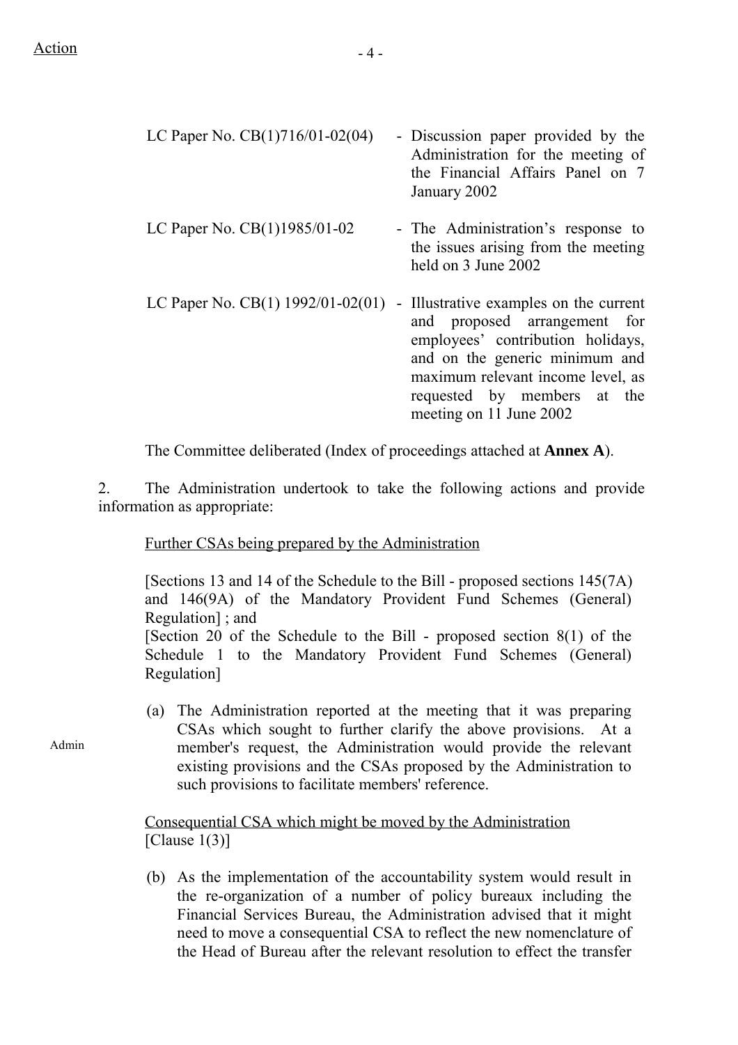| | |
|---|---|
| LC Paper No. CB(1)716/01-02(04) | - Discussion paper provided by the Administration for the meeting of the Financial Affairs Panel on 7 January 2002 |
| LC Paper No. CB(1)1985/01-02 | - The Administration's response to the issues arising from the meeting held on 3 June 2002 |
| LC Paper No. CB(1) 1992/01-02(01) | - Illustrative examples on the current and proposed arrangement for employees' contribution holidays, and on the generic minimum and maximum relevant income level, as requested by members at the meeting on 11 June 2002 |

The Committee deliberated (Index of proceedings attached at **Annex A**).

2. The Administration undertook to take the following actions and provide information as appropriate:

Further CSAs being prepared by the Administration

[Sections 13 and 14 of the Schedule to the Bill - proposed sections 145(7A) and 146(9A) of the Mandatory Provident Fund Schemes (General) Regulation] ; and
[Section 20 of the Schedule to the Bill - proposed section 8(1) of the Schedule 1 to the Mandatory Provident Fund Schemes (General) Regulation]

Admin

(a) The Administration reported at the meeting that it was preparing CSAs which sought to further clarify the above provisions. At a member's request, the Administration would provide the relevant existing provisions and the CSAs proposed by the Administration to such provisions to facilitate members' reference.

Consequential CSA which might be moved by the Administration
[Clause 1(3)]

(b) As the implementation of the accountability system would result in the re-organization of a number of policy bureaux including the Financial Services Bureau, the Administration advised that it might need to move a consequential CSA to reflect the new nomenclature of the Head of Bureau after the relevant resolution to effect the transfer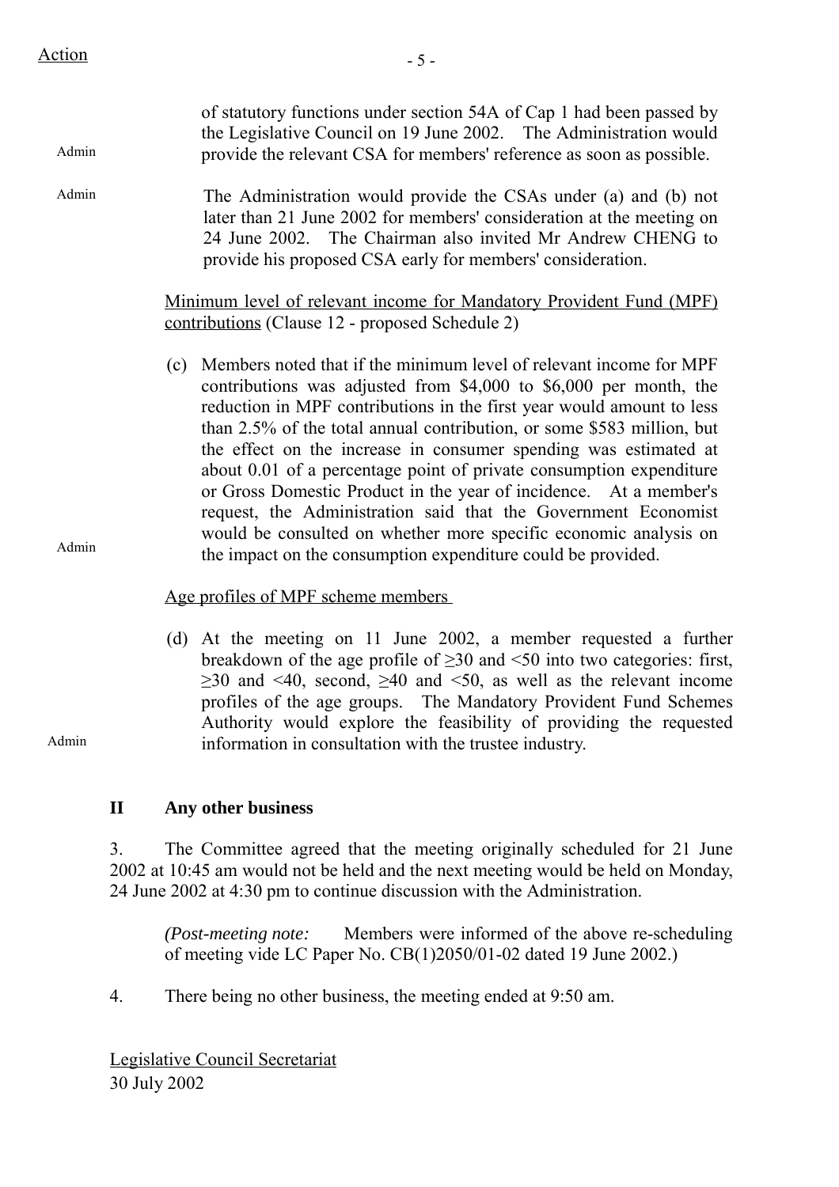Action

of statutory functions under section 54A of Cap 1 had been passed by the Legislative Council on 19 June 2002. The Administration would provide the relevant CSA for members' reference as soon as possible.

Admin

The Administration would provide the CSAs under (a) and (b) not later than 21 June 2002 for members' consideration at the meeting on 24 June 2002. The Chairman also invited Mr Andrew CHENG to provide his proposed CSA early for members' consideration.

Admin

<u>Minimum level of relevant income for Mandatory Provident Fund (MPF) contributions</u> (Clause 12 - proposed Schedule 2)

(c) Members noted that if the minimum level of relevant income for MPF contributions was adjusted from \$4,000 to \$6,000 per month, the reduction in MPF contributions in the first year would amount to less than 2.5% of the total annual contribution, or some \$583 million, but the effect on the increase in consumer spending was estimated at about 0.01 of a percentage point of private consumption expenditure or Gross Domestic Product in the year of incidence. At a member's request, the Administration said that the Government Economist would be consulted on whether more specific economic analysis on the impact on the consumption expenditure could be provided.

Admin

<u>Age profiles of MPF scheme members</u>

(d) At the meeting on 11 June 2002, a member requested a further breakdown of the age profile of $\geq$30 and <50 into two categories: first, $\geq$30 and <40, second, $\geq$40 and <50, as well as the relevant income profiles of the age groups. The Mandatory Provident Fund Schemes Authority would explore the feasibility of providing the requested information in consultation with the trustee industry.

Admin

## II Any other business

3. The Committee agreed that the meeting originally scheduled for 21 June 2002 at 10:45 am would not be held and the next meeting would be held on Monday, 24 June 2002 at 4:30 pm to continue discussion with the Administration.

*(Post-meeting note:* Members were informed of the above re-scheduling of meeting vide LC Paper No. CB(1)2050/01-02 dated 19 June 2002.)

4. There being no other business, the meeting ended at 9:50 am.

<u>Legislative Council Secretariat</u>
30 July 2002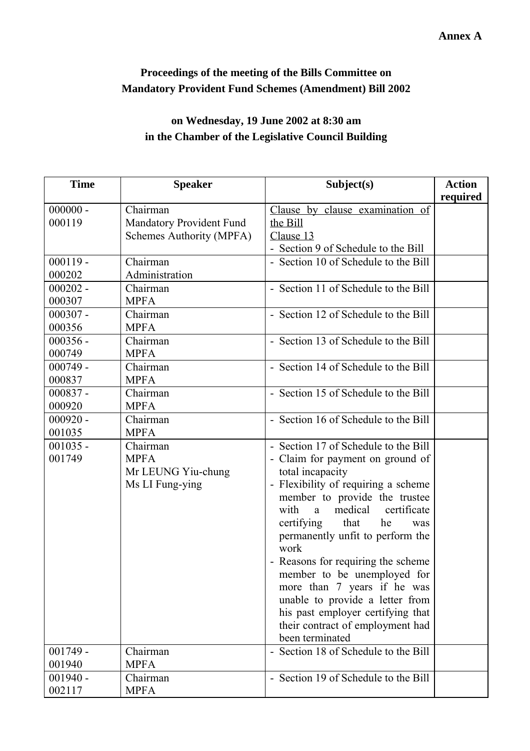**Annex A**

**Proceedings of the meeting of the Bills Committee on Mandatory Provident Fund Schemes (Amendment) Bill 2002**

**on Wednesday, 19 June 2002 at 8:30 am in the Chamber of the Legislative Council Building**

| Time | Speaker | Subject(s) | Action required |
|---|---|---|---|
| 000000 - 000119 | Chairman<br>Mandatory Provident Fund Schemes Authority (MPFA) | Clause by clause examination of the Bill<br>Clause 13<br>- Section 9 of Schedule to the Bill | |
| 000119 - 000202 | Chairman<br>Administration | - Section 10 of Schedule to the Bill | |
| 000202 - 000307 | Chairman<br>MPFA | - Section 11 of Schedule to the Bill | |
| 000307 - 000356 | Chairman<br>MPFA | - Section 12 of Schedule to the Bill | |
| 000356 - 000749 | Chairman<br>MPFA | - Section 13 of Schedule to the Bill | |
| 000749 - 000837 | Chairman<br>MPFA | - Section 14 of Schedule to the Bill | |
| 000837 - 000920 | Chairman<br>MPFA | - Section 15 of Schedule to the Bill | |
| 000920 - 001035 | Chairman<br>MPFA | - Section 16 of Schedule to the Bill | |
| 001035 - 001749 | Chairman<br>MPFA<br>Mr LEUNG Yiu-chung<br>Ms LI Fung-ying | - Section 17 of Schedule to the Bill<br>- Claim for payment on ground of total incapacity<br>- Flexibility of requiring a scheme member to provide the trustee with a medical certificate certifying that he was permanently unfit to perform the work<br>- Reasons for requiring the scheme member to be unemployed for more than 7 years if he was unable to provide a letter from his past employer certifying that their contract of employment had been terminated | |
| 001749 - 001940 | Chairman<br>MPFA | - Section 18 of Schedule to the Bill | |
| 001940 - 002117 | Chairman<br>MPFA | - Section 19 of Schedule to the Bill | |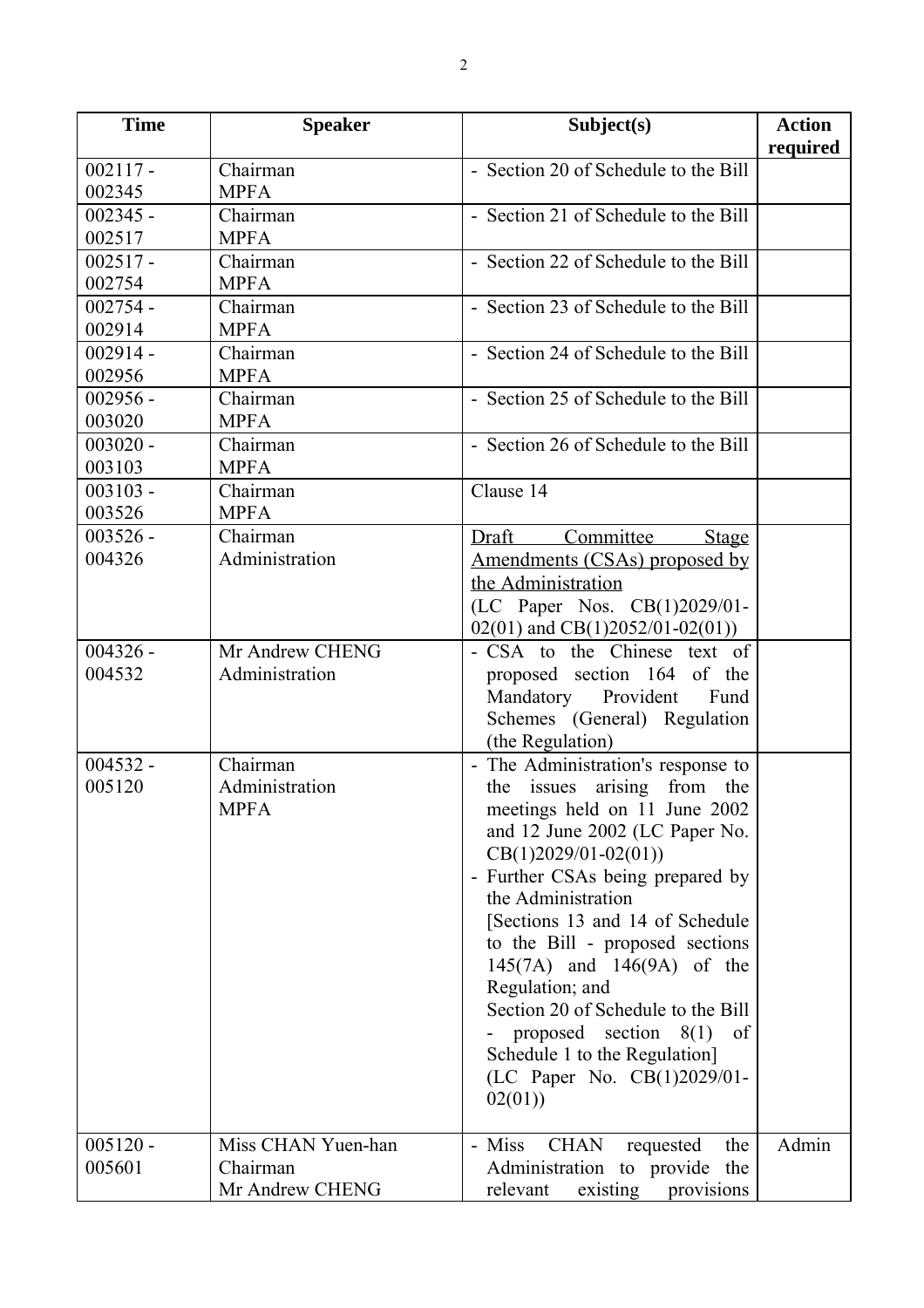| Time | Speaker | Subject(s) | Action required |
|---|---|---|---|
| 002117 - 002345 | Chairman<br>MPFA | - Section 20 of Schedule to the Bill | |
| 002345 - 002517 | Chairman<br>MPFA | - Section 21 of Schedule to the Bill | |
| 002517 - 002754 | Chairman<br>MPFA | - Section 22 of Schedule to the Bill | |
| 002754 - 002914 | Chairman<br>MPFA | - Section 23 of Schedule to the Bill | |
| 002914 - 002956 | Chairman<br>MPFA | - Section 24 of Schedule to the Bill | |
| 002956 - 003020 | Chairman<br>MPFA | - Section 25 of Schedule to the Bill | |
| 003020 - 003103 | Chairman<br>MPFA | - Section 26 of Schedule to the Bill | |
| 003103 - 003526 | Chairman<br>MPFA | Clause 14 | |
| 003526 - 004326 | Chairman<br>Administration | <u>Draft Committee Stage Amendments (CSAs) proposed by the Administration</u><br>(LC Paper Nos. CB(1)2029/01-02(01) and CB(1)2052/01-02(01)) | |
| 004326 - 004532 | Mr Andrew CHENG<br>Administration | - CSA to the Chinese text of proposed section 164 of the Mandatory Provident Fund Schemes (General) Regulation (the Regulation) | |
| 004532 - 005120 | Chairman<br>Administration<br>MPFA | - The Administration's response to the issues arising from the meetings held on 11 June 2002 and 12 June 2002 (LC Paper No. CB(1)2029/01-02(01))<br>- Further CSAs being prepared by the Administration<br>[Sections 13 and 14 of Schedule to the Bill - proposed sections 145(7A) and 146(9A) of the Regulation; and<br>Section 20 of Schedule to the Bill - proposed section 8(1) of Schedule 1 to the Regulation]<br>(LC Paper No. CB(1)2029/01-02(01)) | |
| 005120 - 005601 | Miss CHAN Yuen-han<br>Chairman<br>Mr Andrew CHENG | - Miss CHAN requested the Administration to provide the relevant existing provisions | Admin |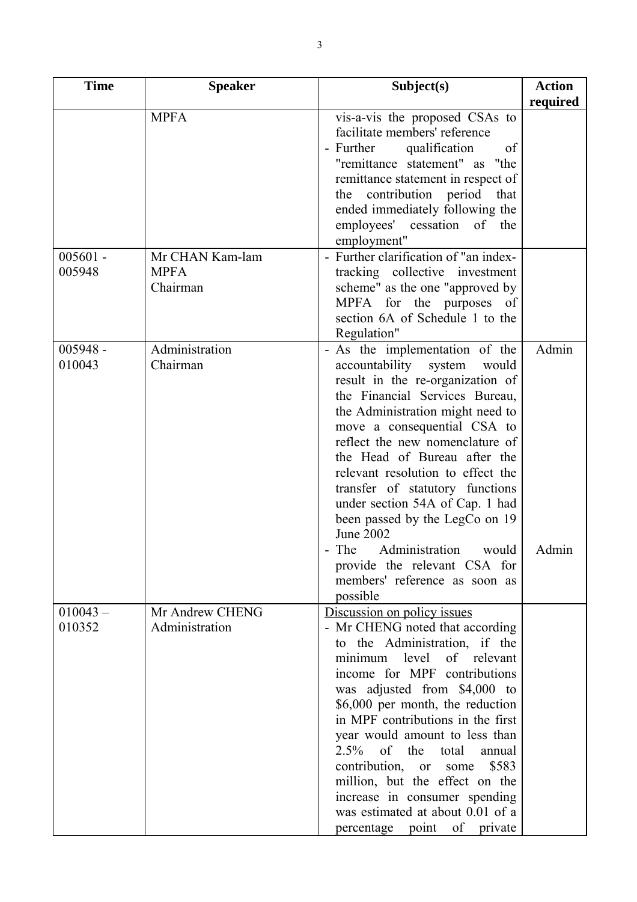| Time | Speaker | Subject(s) | Action required |
|---|---|---|---|
| | MPFA | vis-a-vis the proposed CSAs to facilitate members' reference<br>- Further qualification of "remittance statement" as "the remittance statement in respect of the contribution period that ended immediately following the employees' cessation of the employment" | |
| 005601 - 005948 | Mr CHAN Kam-lam<br>MPFA<br>Chairman | - Further clarification of "an index-tracking collective investment scheme" as the one "approved by MPFA for the purposes of section 6A of Schedule 1 to the Regulation" | |
| 005948 - 010043 | Administration<br>Chairman | - As the implementation of the accountability system would result in the re-organization of the Financial Services Bureau, the Administration might need to move a consequential CSA to reflect the new nomenclature of the Head of Bureau after the relevant resolution to effect the transfer of statutory functions under section 54A of Cap. 1 had been passed by the LegCo on 19 June 2002<br>- The Administration would provide the relevant CSA for members' reference as soon as possible | Admin<br><br><br><br><br><br><br><br><br><br><br>Admin |
| 010043 – 010352 | Mr Andrew CHENG<br>Administration | Discussion on policy issues<br>- Mr CHENG noted that according to the Administration, if the minimum level of relevant income for MPF contributions was adjusted from \$4,000 to \$6,000 per month, the reduction in MPF contributions in the first year would amount to less than 2.5% of the total annual contribution, or some \$583 million, but the effect on the increase in consumer spending was estimated at about 0.01 of a percentage point of private | |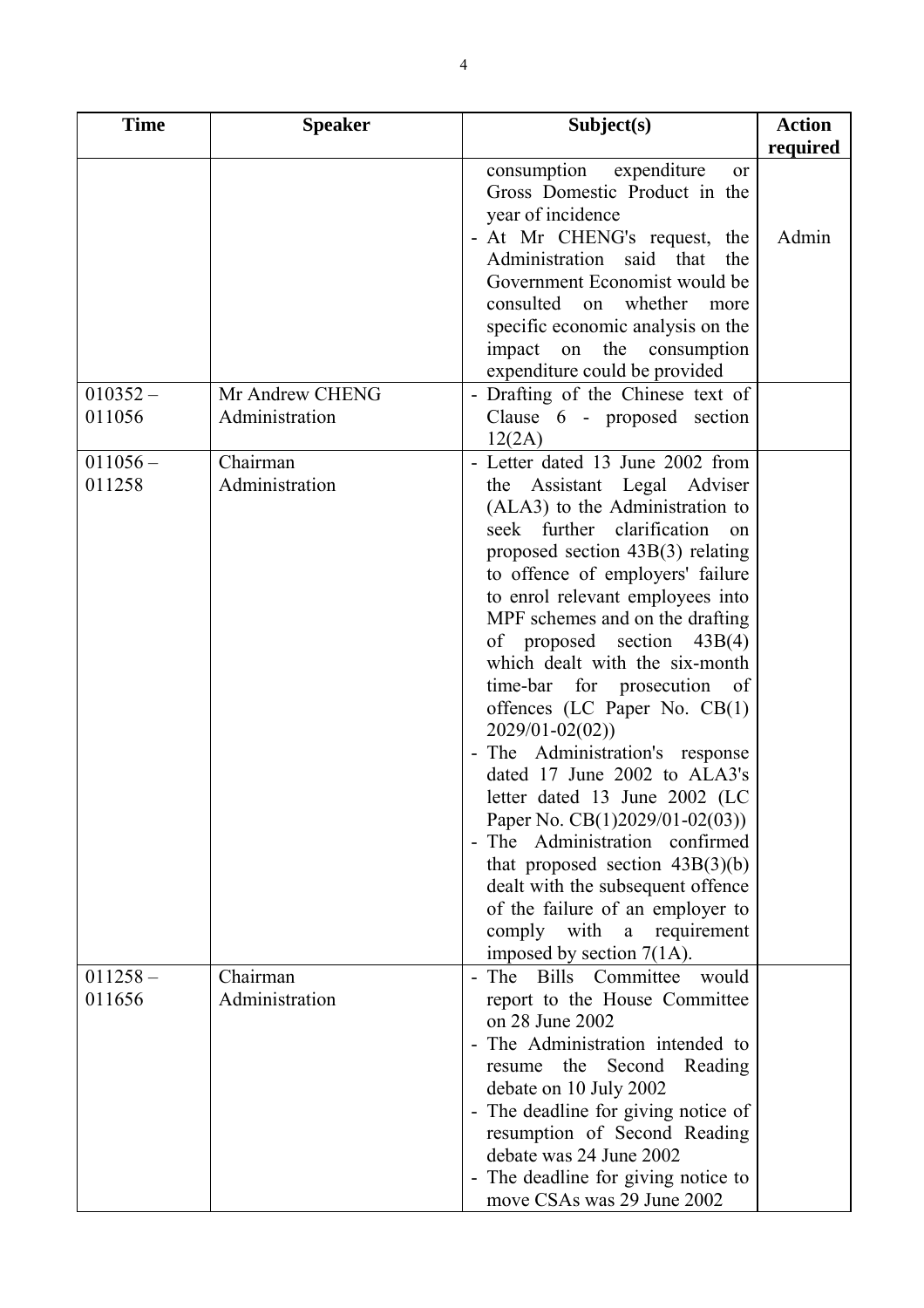| Time | Speaker | Subject(s) | Action required |
|---|---|---|---|
| | | consumption expenditure or Gross Domestic Product in the year of incidence<br>- At Mr CHENG's request, the Administration said that the Government Economist would be consulted on whether more specific economic analysis on the impact on the consumption expenditure could be provided | Admin |
| 010352 – 011056 | Mr Andrew CHENG<br>Administration | - Drafting of the Chinese text of Clause 6 - proposed section 12(2A) | |
| 011056 – 011258 | Chairman<br>Administration | - Letter dated 13 June 2002 from the Assistant Legal Adviser (ALA3) to the Administration to seek further clarification on proposed section 43B(3) relating to offence of employers' failure to enrol relevant employees into MPF schemes and on the drafting of proposed section 43B(4) which dealt with the six-month time-bar for prosecution of offences (LC Paper No. CB(1) 2029/01-02(02))<br>- The Administration's response dated 17 June 2002 to ALA3's letter dated 13 June 2002 (LC Paper No. CB(1)2029/01-02(03))<br>- The Administration confirmed that proposed section 43B(3)(b) dealt with the subsequent offence of the failure of an employer to comply with a requirement imposed by section 7(1A). | |
| 011258 – 011656 | Chairman<br>Administration | - The Bills Committee would report to the House Committee on 28 June 2002<br>- The Administration intended to resume the Second Reading debate on 10 July 2002<br>- The deadline for giving notice of resumption of Second Reading debate was 24 June 2002<br>- The deadline for giving notice to move CSAs was 29 June 2002 | |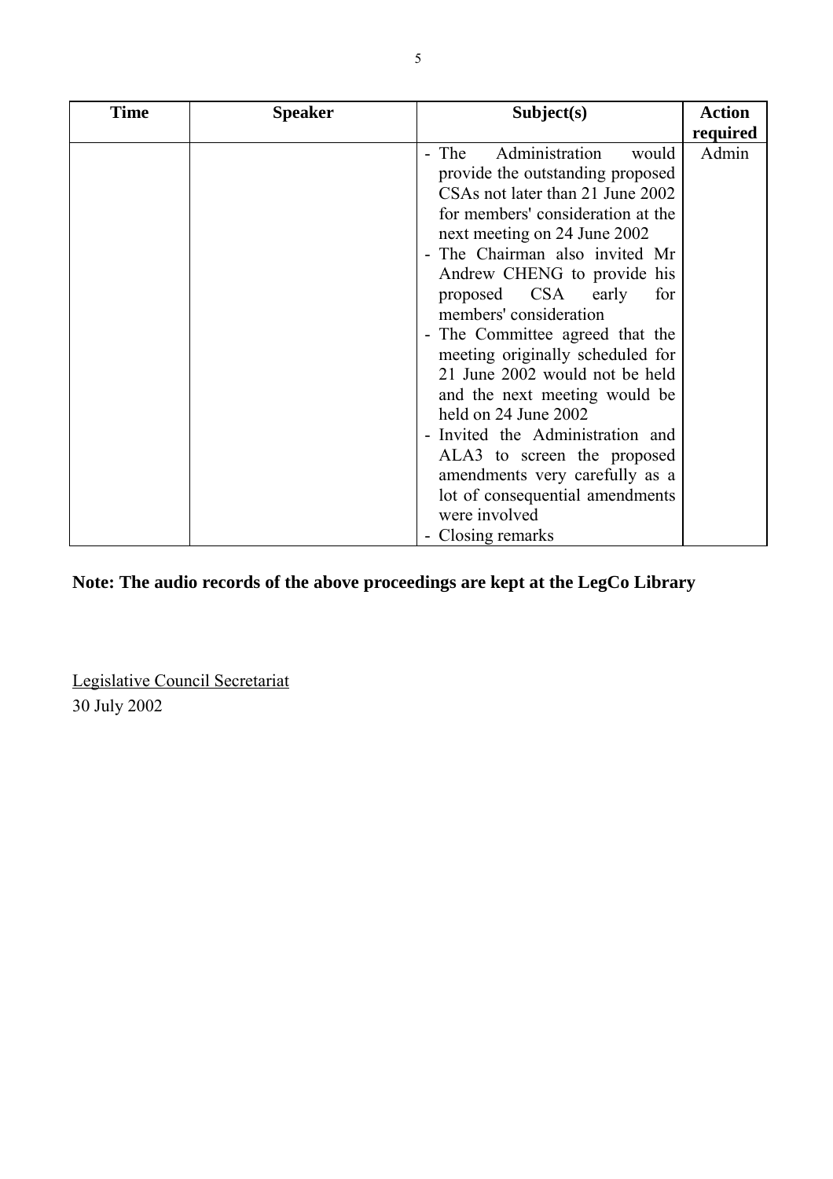| Time | Speaker | Subject(s) | Action required |
|---|---|---|---|
| | | - The Administration would provide the outstanding proposed CSAs not later than 21 June 2002 for members' consideration at the next meeting on 24 June 2002<br>- The Chairman also invited Mr Andrew CHENG to provide his proposed CSA early for members' consideration<br>- The Committee agreed that the meeting originally scheduled for 21 June 2002 would not be held and the next meeting would be held on 24 June 2002<br>- Invited the Administration and ALA3 to screen the proposed amendments very carefully as a lot of consequential amendments were involved<br>- Closing remarks | Admin |

**Note: The audio records of the above proceedings are kept at the LegCo Library**

Legislative Council Secretariat
30 July 2002